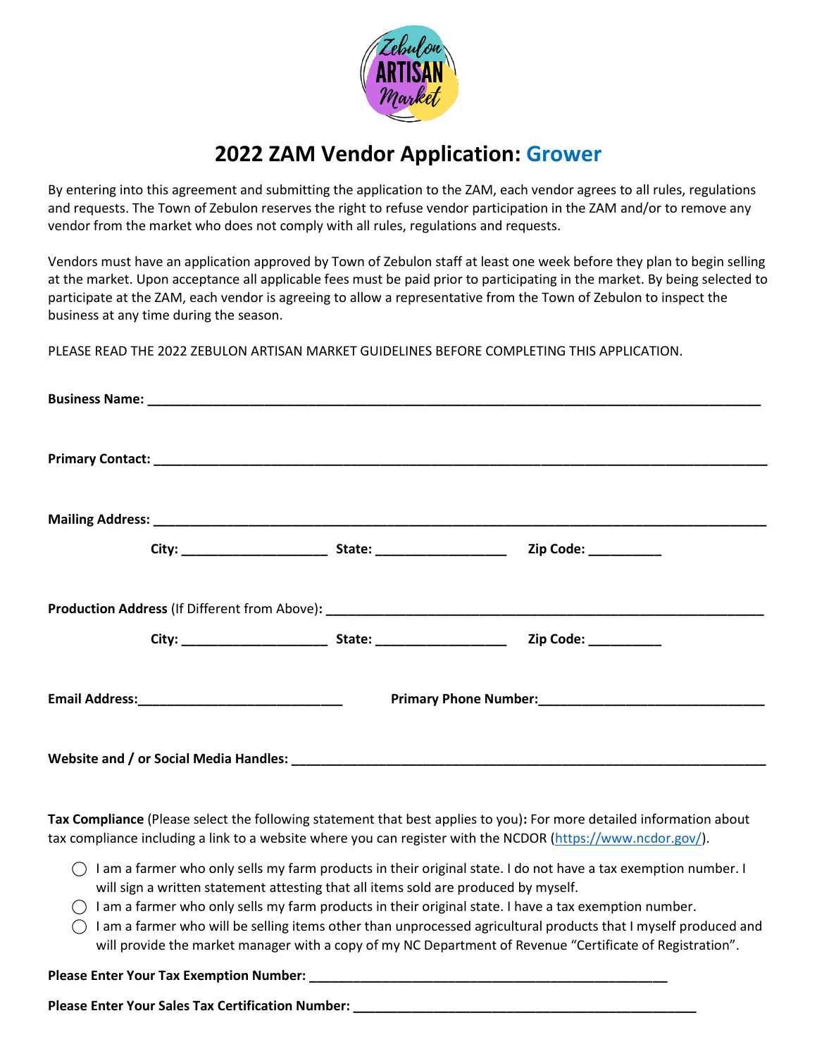# 2022 ZAM Vendor Application: Grower

By entering into this agreement and submitting the application to the ZAM, each vendor agrees to all rules, regulations and requests. The Town of Zebulon reserves the right to refuse vendor participation in the ZAM and/or to remove any vendor from the market who does not comply with all rules, regulations and requests.

Vendors must have an application approved by Town of Zebulon staff at least one week before they plan to begin selling at the market. Upon acceptance all applicable fees must be paid prior to participating in the market. By being selected to participate at the ZAM, each vendor is agreeing to allow a representative from the Town of Zebulon to inspect the business at any time during the season.

PLEASE READ THE 2022 ZEBULON ARTISAN MARKET GUIDELINES BEFORE COMPLETING THIS APPLICATION.

**Business Name:** ___________________________________________

**Primary Contact:** ___________________________________________

**Mailing Address:** ___________________________________________

**City:** ____________________ **State:** __________________ **Zip Code:** __________

**Production Address** (If Different from Above)**:** ___________________________________________

**City:** ____________________ **State:** __________________ **Zip Code:** __________

**Email Address:**____________________________ **Primary Phone Number:**______________________________

**Website and / or Social Media Handles:** ___________________________________________

**Tax Compliance** (Please select the following statement that best applies to you)**:** For more detailed information about tax compliance including a link to a website where you can register with the NCDOR (https://www.ncdor.gov/).

- ◯ I am a farmer who only sells my farm products in their original state. I do not have a tax exemption number. I will sign a written statement attesting that all items sold are produced by myself.
- ◯ I am a farmer who only sells my farm products in their original state. I have a tax exemption number.
- ◯ I am a farmer who will be selling items other than unprocessed agricultural products that I myself produced and will provide the market manager with a copy of my NC Department of Revenue "Certificate of Registration".

**Please Enter Your Tax Exemption Number:** __________________________________________________

**Please Enter Your Sales Tax Certification Number:** ________________________________________________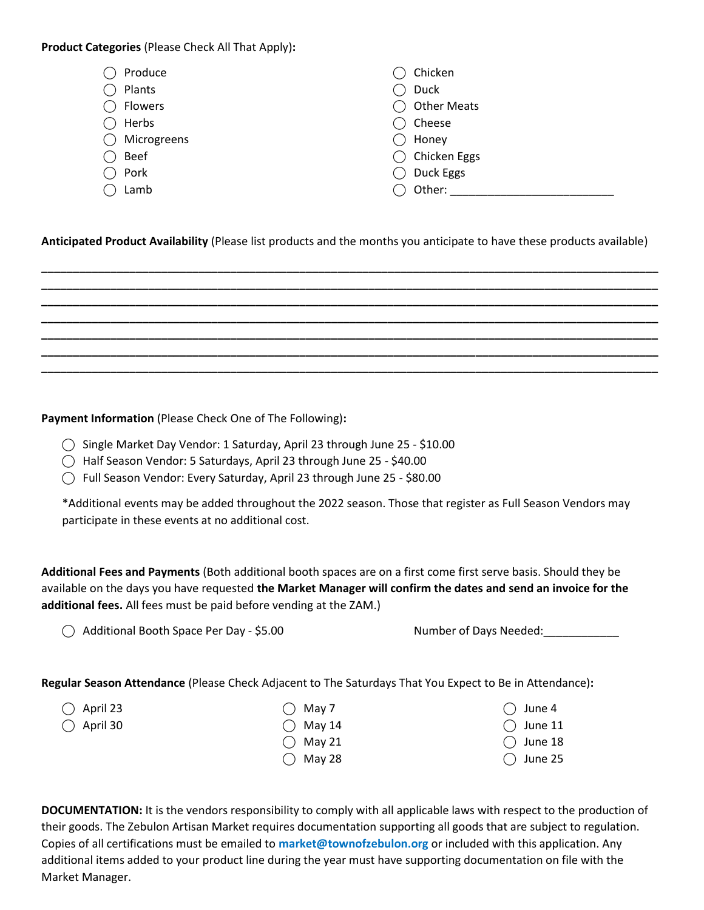**Product Categories** (Please Check All That Apply)**:**

- ◯ Produce
- ◯ Plants
- ◯ Flowers
- ◯ Herbs
- ◯ Microgreens
- ◯ Beef
- ◯ Pork
- ◯ Lamb
- ◯ Chicken
- ◯ Duck
- ◯ Other Meats
- ◯ Cheese
- ◯ Honey
- ◯ Chicken Eggs
- ◯ Duck Eggs
- ◯ Other: ___________________________

**Anticipated Product Availability** (Please list products and the months you anticipate to have these products available)

_______________________________________________________________________________________________

_______________________________________________________________________________________________

_______________________________________________________________________________________________

_______________________________________________________________________________________________

_______________________________________________________________________________________________

_______________________________________________________________________________________________

_______________________________________________________________________________________________

**Payment Information** (Please Check One of The Following)**:**

- ◯ Single Market Day Vendor: 1 Saturday, April 23 through June 25 - $10.00
- ◯ Half Season Vendor: 5 Saturdays, April 23 through June 25 - $40.00
- ◯ Full Season Vendor: Every Saturday, April 23 through June 25 - $80.00

*Additional events may be added throughout the 2022 season. Those that register as Full Season Vendors may participate in these events at no additional cost.

**Additional Fees and Payments** (Both additional booth spaces are on a first come first serve basis. Should they be available on the days you have requested **the Market Manager will confirm the dates and send an invoice for the additional fees.** All fees must be paid before vending at the ZAM.)

◯ Additional Booth Space Per Day - $5.00 Number of Days Needed:____________

**Regular Season Attendance** (Please Check Adjacent to The Saturdays That You Expect to Be in Attendance)**:**

- ◯ April 23
- ◯ April 30
- ◯ May 7
- ◯ May 14
- ◯ May 21
- ◯ May 28
- ◯ June 4
- ◯ June 11
- ◯ June 18
- ◯ June 25

**DOCUMENTATION:** It is the vendors responsibility to comply with all applicable laws with respect to the production of their goods. The Zebulon Artisan Market requires documentation supporting all goods that are subject to regulation. Copies of all certifications must be emailed to market@townofzebulon.org or included with this application. Any additional items added to your product line during the year must have supporting documentation on file with the Market Manager.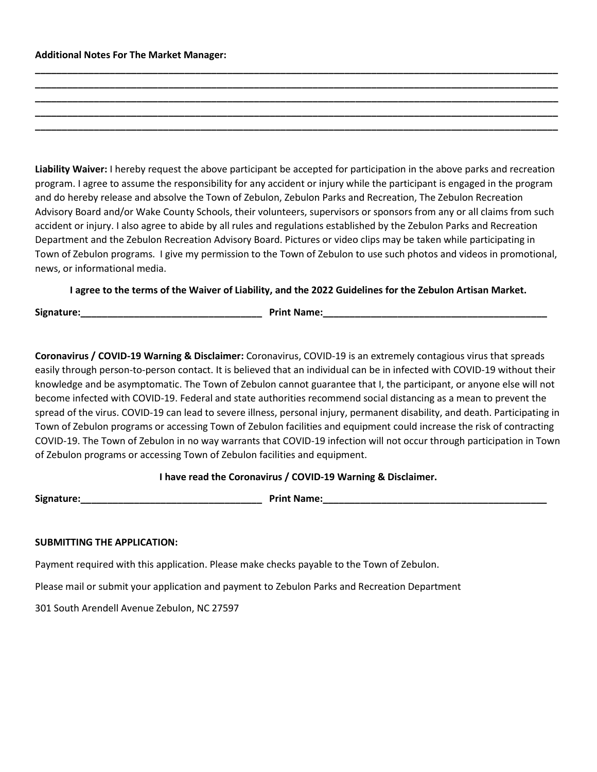**Additional Notes For The Market Manager:**

_____________________________________________________________________________________________
_____________________________________________________________________________________________
_____________________________________________________________________________________________
_____________________________________________________________________________________________
_____________________________________________________________________________________________

**Liability Waiver:** I hereby request the above participant be accepted for participation in the above parks and recreation program. I agree to assume the responsibility for any accident or injury while the participant is engaged in the program and do hereby release and absolve the Town of Zebulon, Zebulon Parks and Recreation, The Zebulon Recreation Advisory Board and/or Wake County Schools, their volunteers, supervisors or sponsors from any or all claims from such accident or injury. I also agree to abide by all rules and regulations established by the Zebulon Parks and Recreation Department and the Zebulon Recreation Advisory Board. Pictures or video clips may be taken while participating in Town of Zebulon programs. I give my permission to the Town of Zebulon to use such photos and videos in promotional, news, or informational media.

**I agree to the terms of the Waiver of Liability, and the 2022 Guidelines for the Zebulon Artisan Market.**

**Signature:**_________________________________ **Print Name:**__________________________________________

**Coronavirus / COVID-19 Warning & Disclaimer:** Coronavirus, COVID-19 is an extremely contagious virus that spreads easily through person-to-person contact. It is believed that an individual can be in infected with COVID-19 without their knowledge and be asymptomatic. The Town of Zebulon cannot guarantee that I, the participant, or anyone else will not become infected with COVID-19. Federal and state authorities recommend social distancing as a mean to prevent the spread of the virus. COVID-19 can lead to severe illness, personal injury, permanent disability, and death. Participating in Town of Zebulon programs or accessing Town of Zebulon facilities and equipment could increase the risk of contracting COVID-19. The Town of Zebulon in no way warrants that COVID-19 infection will not occur through participation in Town of Zebulon programs or accessing Town of Zebulon facilities and equipment.

**I have read the Coronavirus / COVID-19 Warning & Disclaimer.**

**Signature:**_________________________________ **Print Name:**__________________________________________

**SUBMITTING THE APPLICATION:**

Payment required with this application. Please make checks payable to the Town of Zebulon.

Please mail or submit your application and payment to Zebulon Parks and Recreation Department

301 South Arendell Avenue Zebulon, NC 27597